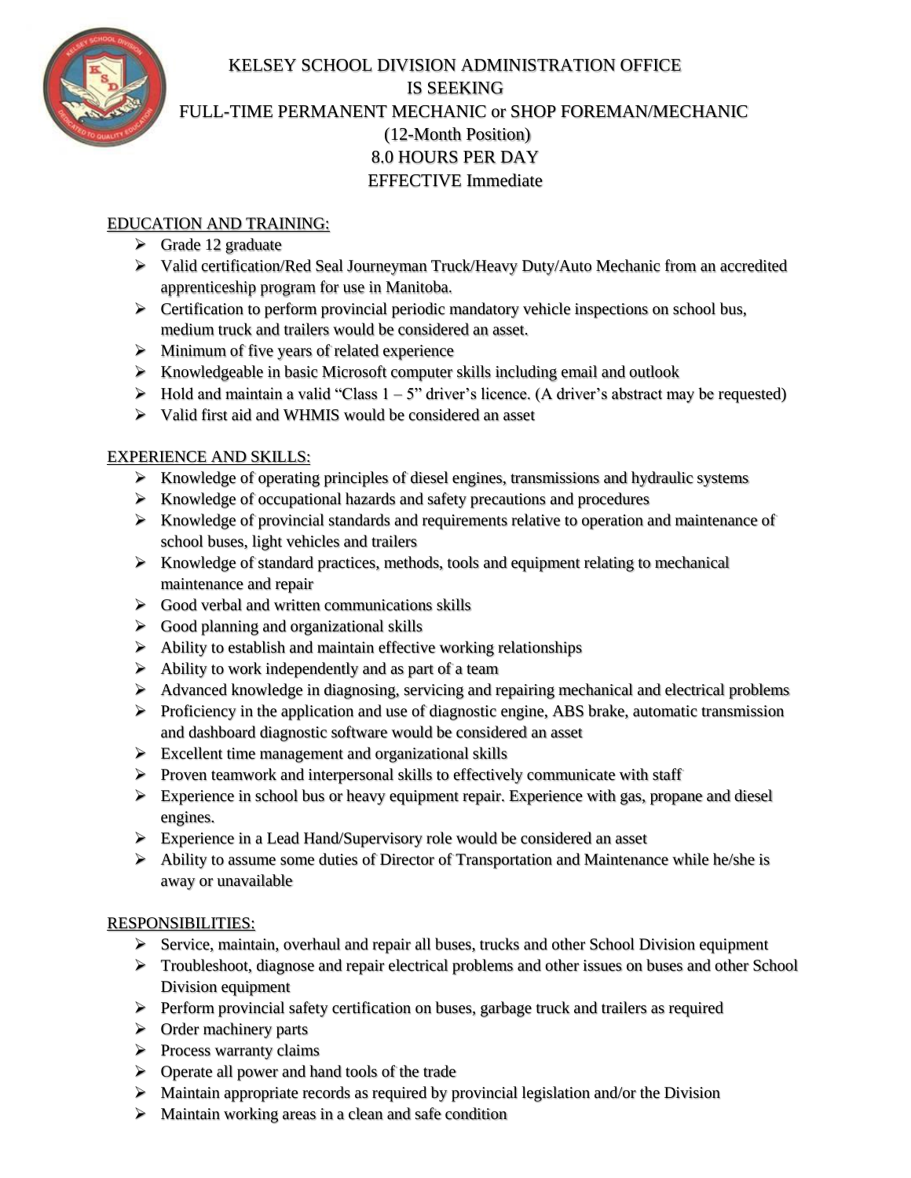# KELSEY SCHOOL DIVISION ADMINISTRATION OFFICE
## IS SEEKING
## FULL-TIME PERMANENT MECHANIC or SHOP FOREMAN/MECHANIC
### (12-Month Position)
### 8.0 HOURS PER DAY
### EFFECTIVE Immediate

**EDUCATION AND TRAINING:**

- Grade 12 graduate
- Valid certification/Red Seal Journeyman Truck/Heavy Duty/Auto Mechanic from an accredited apprenticeship program for use in Manitoba.
- Certification to perform provincial periodic mandatory vehicle inspections on school bus, medium truck and trailers would be considered an asset.
- Minimum of five years of related experience
- Knowledgeable in basic Microsoft computer skills including email and outlook
- Hold and maintain a valid "Class 1 – 5" driver's licence. (A driver's abstract may be requested)
- Valid first aid and WHMIS would be considered an asset

**EXPERIENCE AND SKILLS:**

- Knowledge of operating principles of diesel engines, transmissions and hydraulic systems
- Knowledge of occupational hazards and safety precautions and procedures
- Knowledge of provincial standards and requirements relative to operation and maintenance of school buses, light vehicles and trailers
- Knowledge of standard practices, methods, tools and equipment relating to mechanical maintenance and repair
- Good verbal and written communications skills
- Good planning and organizational skills
- Ability to establish and maintain effective working relationships
- Ability to work independently and as part of a team
- Advanced knowledge in diagnosing, servicing and repairing mechanical and electrical problems
- Proficiency in the application and use of diagnostic engine, ABS brake, automatic transmission and dashboard diagnostic software would be considered an asset
- Excellent time management and organizational skills
- Proven teamwork and interpersonal skills to effectively communicate with staff
- Experience in school bus or heavy equipment repair. Experience with gas, propane and diesel engines.
- Experience in a Lead Hand/Supervisory role would be considered an asset
- Ability to assume some duties of Director of Transportation and Maintenance while he/she is away or unavailable

**RESPONSIBILITIES:**

- Service, maintain, overhaul and repair all buses, trucks and other School Division equipment
- Troubleshoot, diagnose and repair electrical problems and other issues on buses and other School Division equipment
- Perform provincial safety certification on buses, garbage truck and trailers as required
- Order machinery parts
- Process warranty claims
- Operate all power and hand tools of the trade
- Maintain appropriate records as required by provincial legislation and/or the Division
- Maintain working areas in a clean and safe condition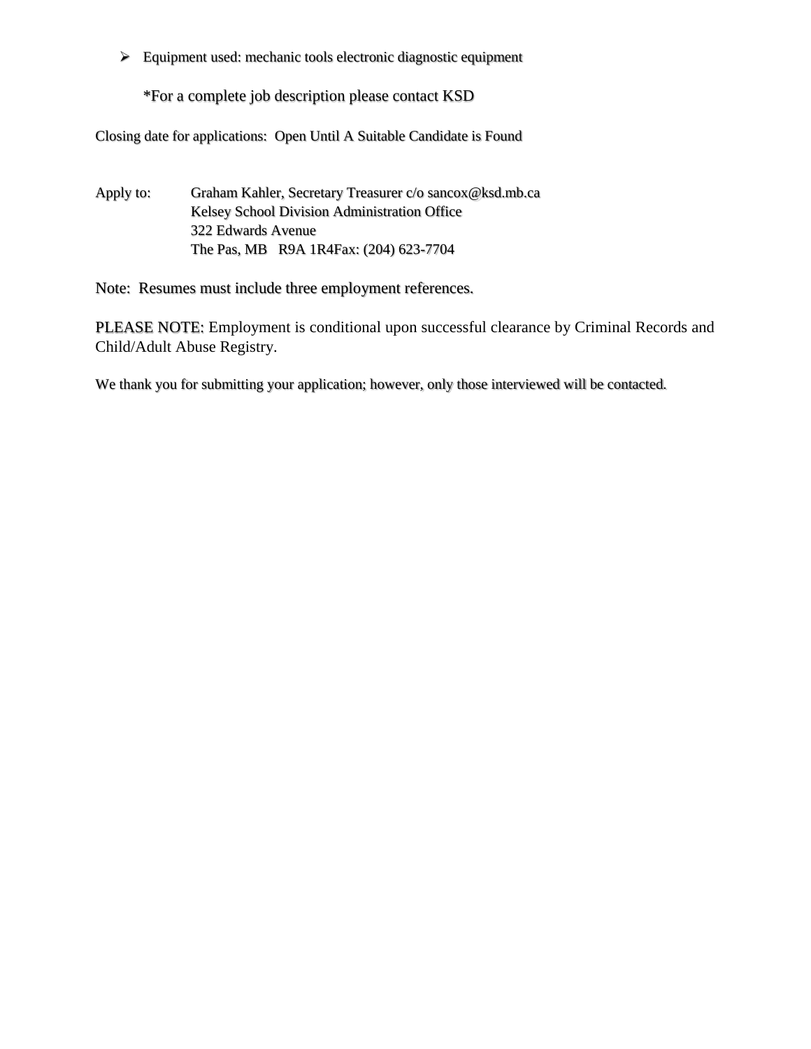- Equipment used: mechanic tools electronic diagnostic equipment

  *For a complete job description please contact KSD

Closing date for applications: Open Until A Suitable Candidate is Found

Apply to: Graham Kahler, Secretary Treasurer c/o sancox@ksd.mb.ca
Kelsey School Division Administration Office
322 Edwards Avenue
The Pas, MB R9A 1R4Fax: (204) 623-7704

Note: Resumes must include three employment references.

PLEASE NOTE: Employment is conditional upon successful clearance by Criminal Records and Child/Adult Abuse Registry.

We thank you for submitting your application; however, only those interviewed will be contacted.